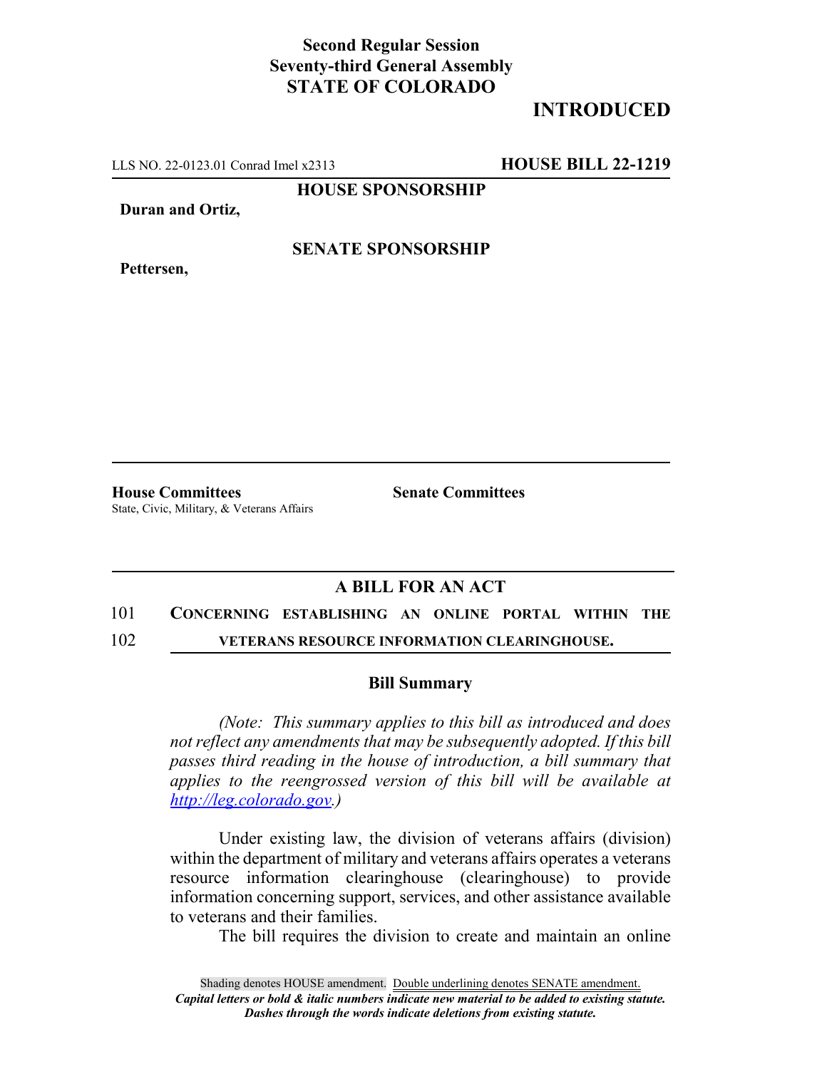**Second Regular Session**
**Seventy-third General Assembly**
**STATE OF COLORADO**

# INTRODUCED

LLS NO. 22-0123.01 Conrad Imel x2313 **HOUSE BILL 22-1219**

**HOUSE SPONSORSHIP**

**Duran and Ortiz,**

**SENATE SPONSORSHIP**

**Pettersen,**

**House Committees**
State, Civic, Military, & Veterans Affairs

**Senate Committees**

## A BILL FOR AN ACT

101 **CONCERNING ESTABLISHING AN ONLINE PORTAL WITHIN THE**
102 **VETERANS RESOURCE INFORMATION CLEARINGHOUSE.**

### Bill Summary

*(Note: This summary applies to this bill as introduced and does not reflect any amendments that may be subsequently adopted. If this bill passes third reading in the house of introduction, a bill summary that applies to the reengrossed version of this bill will be available at http://leg.colorado.gov.)*

Under existing law, the division of veterans affairs (division) within the department of military and veterans affairs operates a veterans resource information clearinghouse (clearinghouse) to provide information concerning support, services, and other assistance available to veterans and their families.

The bill requires the division to create and maintain an online

Shading denotes HOUSE amendment. Double underlining denotes SENATE amendment.
***Capital letters or bold & italic numbers indicate new material to be added to existing statute.***
***Dashes through the words indicate deletions from existing statute.***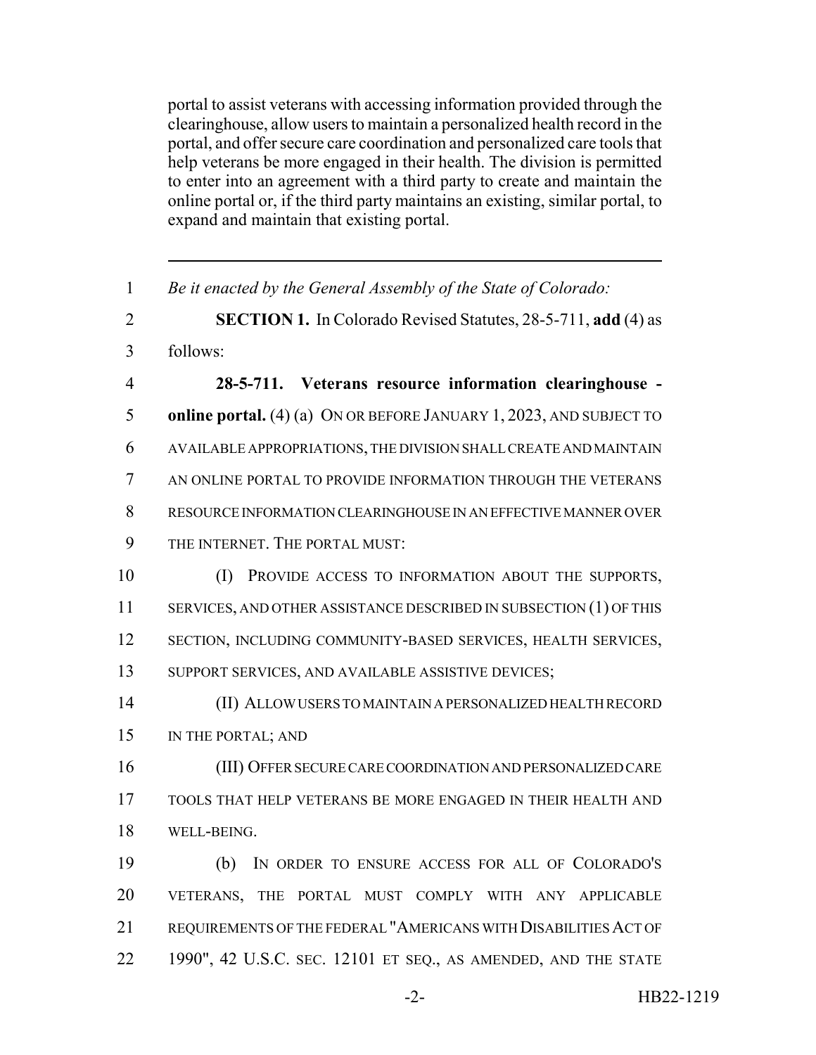portal to assist veterans with accessing information provided through the clearinghouse, allow users to maintain a personalized health record in the portal, and offer secure care coordination and personalized care tools that help veterans be more engaged in their health. The division is permitted to enter into an agreement with a third party to create and maintain the online portal or, if the third party maintains an existing, similar portal, to expand and maintain that existing portal.

---

1 *Be it enacted by the General Assembly of the State of Colorado:*

2 **SECTION 1.** In Colorado Revised Statutes, 28-5-711, **add** (4) as
3 follows:

4 **28-5-711. Veterans resource information clearinghouse -**
5 **online portal.** (4) (a) ON OR BEFORE JANUARY 1, 2023, AND SUBJECT TO
6 AVAILABLE APPROPRIATIONS, THE DIVISION SHALL CREATE AND MAINTAIN
7 AN ONLINE PORTAL TO PROVIDE INFORMATION THROUGH THE VETERANS
8 RESOURCE INFORMATION CLEARINGHOUSE IN AN EFFECTIVE MANNER OVER
9 THE INTERNET. THE PORTAL MUST:

10 (I) PROVIDE ACCESS TO INFORMATION ABOUT THE SUPPORTS,
11 SERVICES, AND OTHER ASSISTANCE DESCRIBED IN SUBSECTION (1) OF THIS
12 SECTION, INCLUDING COMMUNITY-BASED SERVICES, HEALTH SERVICES,
13 SUPPORT SERVICES, AND AVAILABLE ASSISTIVE DEVICES;

14 (II) ALLOW USERS TO MAINTAIN A PERSONALIZED HEALTH RECORD
15 IN THE PORTAL; AND

16 (III) OFFER SECURE CARE COORDINATION AND PERSONALIZED CARE
17 TOOLS THAT HELP VETERANS BE MORE ENGAGED IN THEIR HEALTH AND
18 WELL-BEING.

19 (b) IN ORDER TO ENSURE ACCESS FOR ALL OF COLORADO'S
20 VETERANS, THE PORTAL MUST COMPLY WITH ANY APPLICABLE
21 REQUIREMENTS OF THE FEDERAL "AMERICANS WITH DISABILITIES ACT OF
22 1990", 42 U.S.C. SEC. 12101 ET SEQ., AS AMENDED, AND THE STATE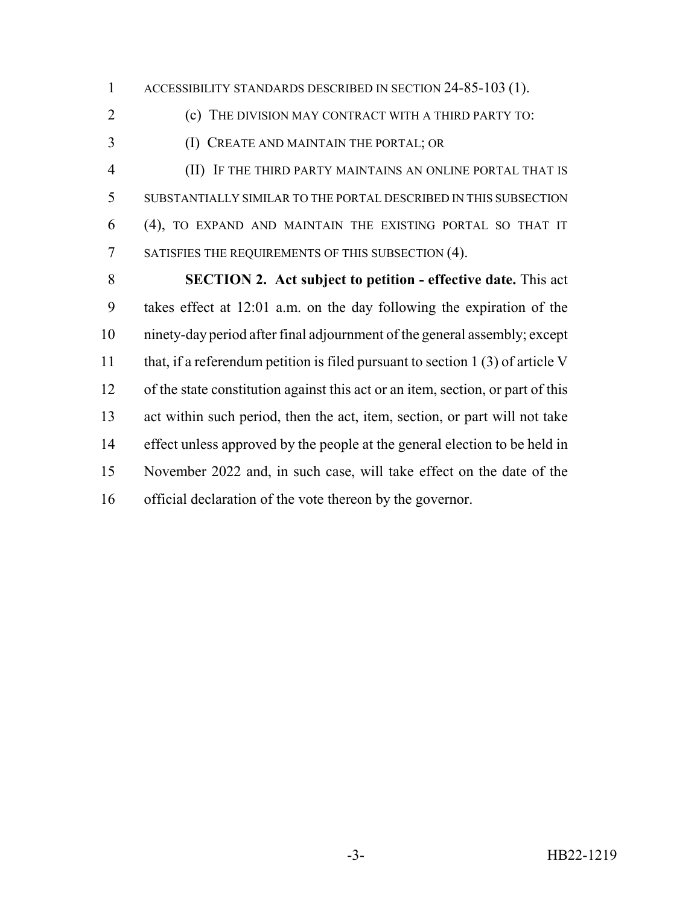ACCESSIBILITY STANDARDS DESCRIBED IN SECTION 24-85-103 (1).

(c) THE DIVISION MAY CONTRACT WITH A THIRD PARTY TO:

(I) CREATE AND MAINTAIN THE PORTAL; OR

(II) IF THE THIRD PARTY MAINTAINS AN ONLINE PORTAL THAT IS SUBSTANTIALLY SIMILAR TO THE PORTAL DESCRIBED IN THIS SUBSECTION (4), TO EXPAND AND MAINTAIN THE EXISTING PORTAL SO THAT IT SATISFIES THE REQUIREMENTS OF THIS SUBSECTION (4).

**SECTION 2. Act subject to petition - effective date.** This act takes effect at 12:01 a.m. on the day following the expiration of the ninety-day period after final adjournment of the general assembly; except that, if a referendum petition is filed pursuant to section 1 (3) of article V of the state constitution against this act or an item, section, or part of this act within such period, then the act, item, section, or part will not take effect unless approved by the people at the general election to be held in November 2022 and, in such case, will take effect on the date of the official declaration of the vote thereon by the governor.